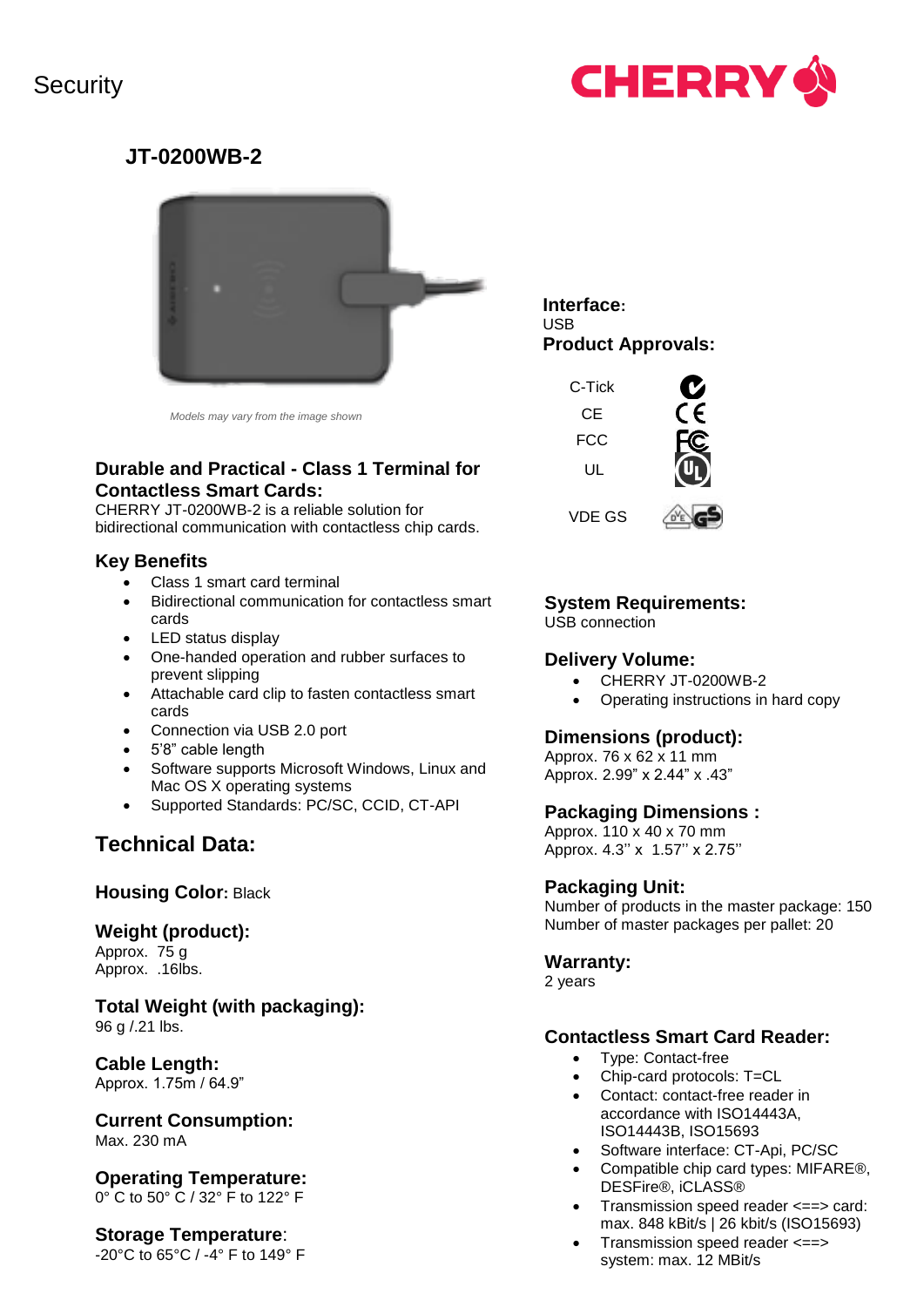Security

CHERRY

# JT-0200WB-2

*Models may vary from the image shown*

## Durable and Practical - Class 1 Terminal for Contactless Smart Cards:

CHERRY JT-0200WB-2 is a reliable solution for bidirectional communication with contactless chip cards.

## Key Benefits

- Class 1 smart card terminal
- Bidirectional communication for contactless smart cards
- LED status display
- One-handed operation and rubber surfaces to prevent slipping
- Attachable card clip to fasten contactless smart cards
- Connection via USB 2.0 port
- 5'8" cable length
- Software supports Microsoft Windows, Linux and Mac OS X operating systems
- Supported Standards: PC/SC, CCID, CT-API

## Technical Data:

**Housing Color:** Black

**Weight (product):**
Approx. 75 g
Approx. .16lbs.

**Total Weight (with packaging):**
96 g /.21 lbs.

**Cable Length:**
Approx. 1.75m / 64.9"

**Current Consumption:**
Max. 230 mA

**Operating Temperature:**
0° C to 50° C / 32° F to 122° F

**Storage Temperature**:
-20°C to 65°C / -4° F to 149° F

**Interface:**
USB

**Product Approvals:**

- C-Tick
- CE
- FCC
- UL
- VDE GS

**System Requirements:**
USB connection

**Delivery Volume:**

- CHERRY JT-0200WB-2
- Operating instructions in hard copy

**Dimensions (product):**
Approx. 76 x 62 x 11 mm
Approx. 2.99" x 2.44" x .43"

**Packaging Dimensions :**
Approx. 110 x 40 x 70 mm
Approx. 4.3'' x 1.57'' x 2.75''

**Packaging Unit:**
Number of products in the master package: 150
Number of master packages per pallet: 20

**Warranty:**
2 years

**Contactless Smart Card Reader:**

- Type: Contact-free
- Chip-card protocols: T=CL
- Contact: contact-free reader in accordance with ISO14443A, ISO14443B, ISO15693
- Software interface: CT-Api, PC/SC
- Compatible chip card types: MIFARE®, DESFire®, iCLASS®
- Transmission speed reader <==> card: max. 848 kBit/s | 26 kbit/s (ISO15693)
- Transmission speed reader <==> system: max. 12 MBit/s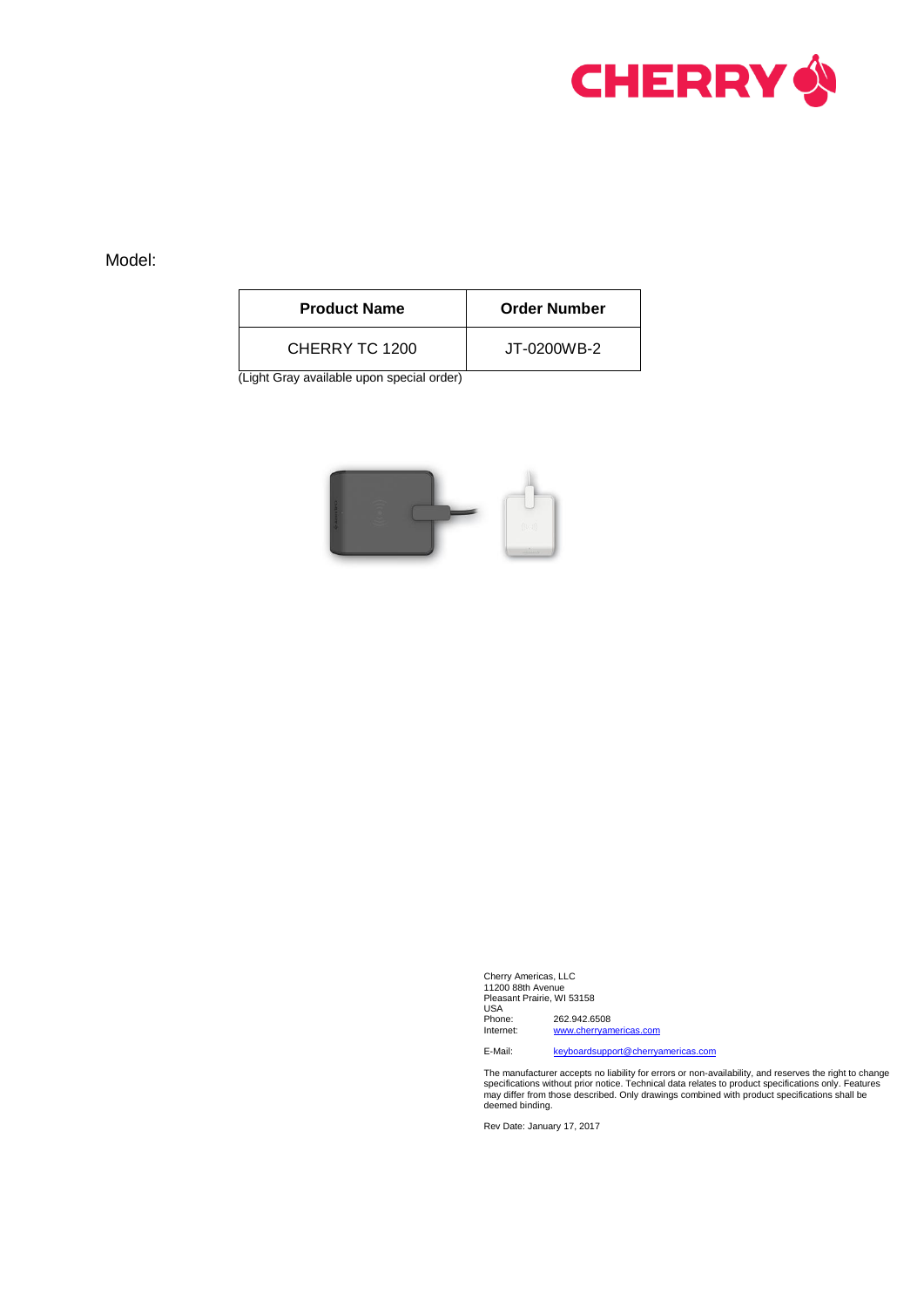Model:

| Product Name | Order Number |
| --- | --- |
| CHERRY TC 1200 | JT-0200WB-2 |

(Light Gray available upon special order)

Cherry Americas, LLC
11200 88th Avenue
Pleasant Prairie, WI 53158
USA

Phone: 262.942.6508
Internet: www.cherryamericas.com

E-Mail: keyboardsupport@cherryamericas.com

The manufacturer accepts no liability for errors or non-availability, and reserves the right to change specifications without prior notice. Technical data relates to product specifications only. Features may differ from those described. Only drawings combined with product specifications shall be deemed binding.

Rev Date: January 17, 2017